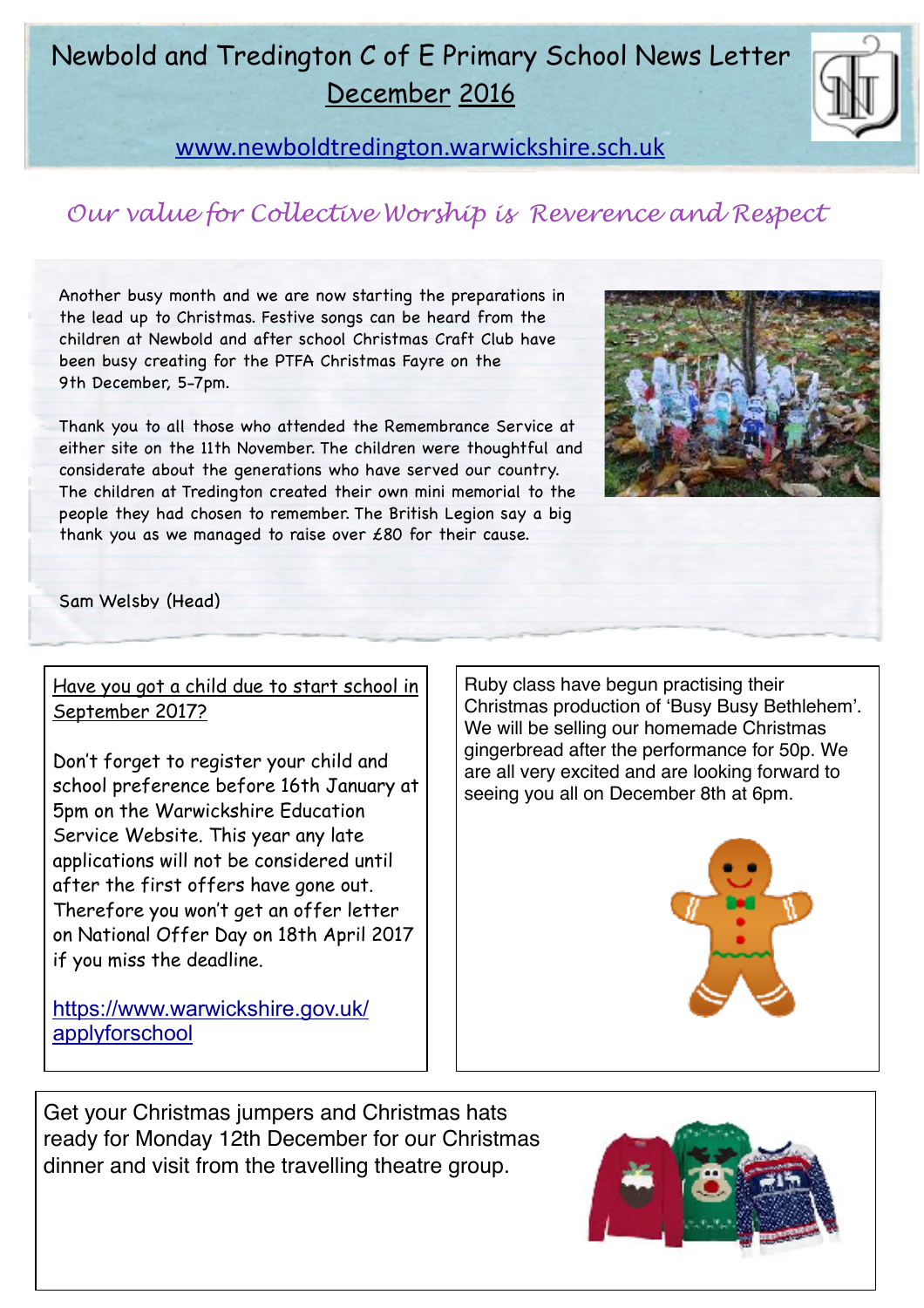# Newbold and Tredington C of E Primary School News Letter December 2016

www.newboldtredington.warwickshire.sch.uk

*Our value for Collective Worship is Reverence and Respect*

Another busy month and we are now starting the preparations in the lead up to Christmas. Festive songs can be heard from the children at Newbold and after school Christmas Craft Club have been busy creating for the PTFA Christmas Fayre on the 9th December, 5-7pm.

Thank you to all those who attended the Remembrance Service at either site on the 11th November. The children were thoughtful and considerate about the generations who have served our country. The children at Tredington created their own mini memorial to the people they had chosen to remember. The British Legion say a big thank you as we managed to raise over £80 for their cause.

Sam Welsby (Head)

## Have you got a child due to start school in September 2017?

Don't forget to register your child and school preference before 16th January at 5pm on the Warwickshire Education Service Website. This year any late applications will not be considered until after the first offers have gone out. Therefore you won't get an offer letter on National Offer Day on 18th April 2017 if you miss the deadline.

https://www.warwickshire.gov.uk/applyforschool

Ruby class have begun practising their Christmas production of 'Busy Busy Bethlehem'. We will be selling our homemade Christmas gingerbread after the performance for 50p. We are all very excited and are looking forward to seeing you all on December 8th at 6pm.

Get your Christmas jumpers and Christmas hats ready for Monday 12th December for our Christmas dinner and visit from the travelling theatre group.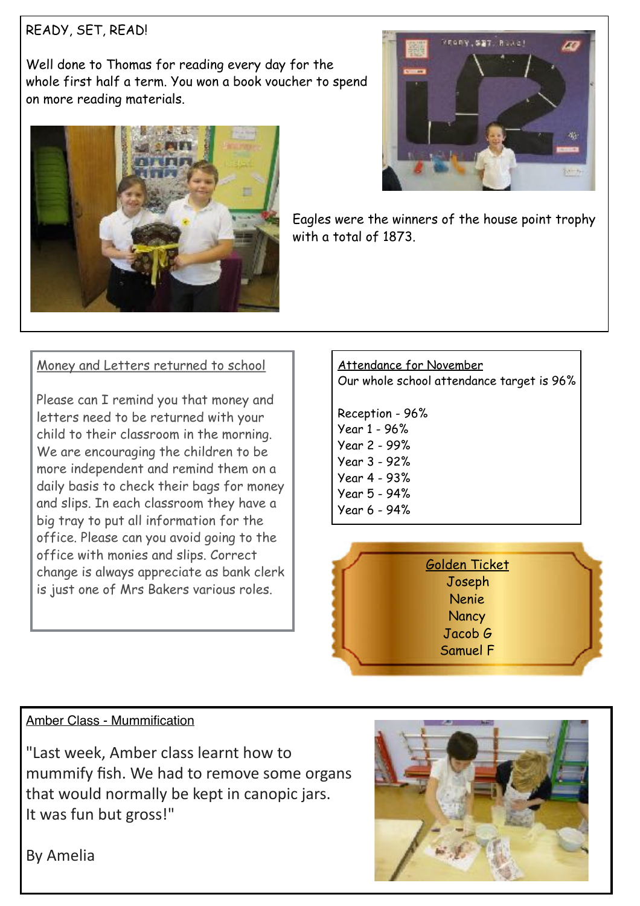READY, SET, READ!

Well done to Thomas for reading every day for the whole first half a term. You won a book voucher to spend on more reading materials.

Eagles were the winners of the house point trophy with a total of 1873.

Money and Letters returned to school

Please can I remind you that money and letters need to be returned with your child to their classroom in the morning. We are encouraging the children to be more independent and remind them on a daily basis to check their bags for money and slips. In each classroom they have a big tray to put all information for the office. Please can you avoid going to the office with monies and slips. Correct change is always appreciated as bank clerk is just one of Mrs Bakers various roles.

Attendance for November

Our whole school attendance target is 96%

Reception - 96%
Year 1 - 96%
Year 2 - 99%
Year 3 - 92%
Year 4 - 93%
Year 5 - 94%
Year 6 - 94%

Golden Ticket

Joseph
Nenie
Nancy
Jacob G
Samuel F

Amber Class - Mummification

"Last week, Amber class learnt how to mummify fish. We had to remove some organs that would normally be kept in canopic jars. It was fun but gross!"

By Amelia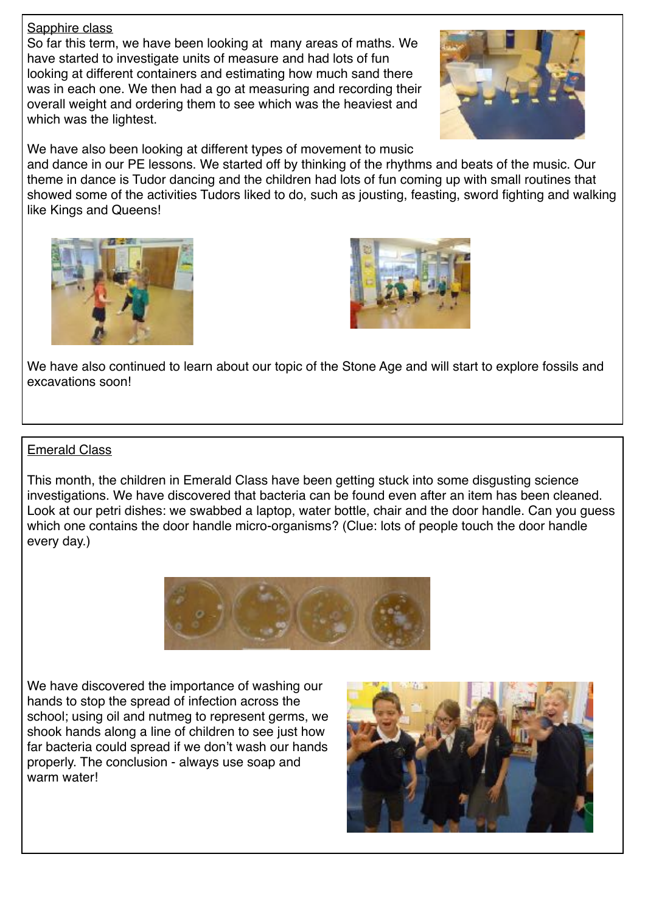## Sapphire class

So far this term, we have been looking at many areas of maths. We have started to investigate units of measure and had lots of fun looking at different containers and estimating how much sand there was in each one. We then had a go at measuring and recording their overall weight and ordering them to see which was the heaviest and which was the lightest.

We have also been looking at different types of movement to music and dance in our PE lessons. We started off by thinking of the rhythms and beats of the music. Our theme in dance is Tudor dancing and the children had lots of fun coming up with small routines that showed some of the activities Tudors liked to do, such as jousting, feasting, sword fighting and walking like Kings and Queens!

We have also continued to learn about our topic of the Stone Age and will start to explore fossils and excavations soon!

## Emerald Class

This month, the children in Emerald Class have been getting stuck into some disgusting science investigations. We have discovered that bacteria can be found even after an item has been cleaned. Look at our petri dishes: we swabbed a laptop, water bottle, chair and the door handle. Can you guess which one contains the door handle micro-organisms? (Clue: lots of people touch the door handle every day.)

We have discovered the importance of washing our hands to stop the spread of infection across the school; using oil and nutmeg to represent germs, we shook hands along a line of children to see just how far bacteria could spread if we don't wash our hands properly. The conclusion - always use soap and warm water!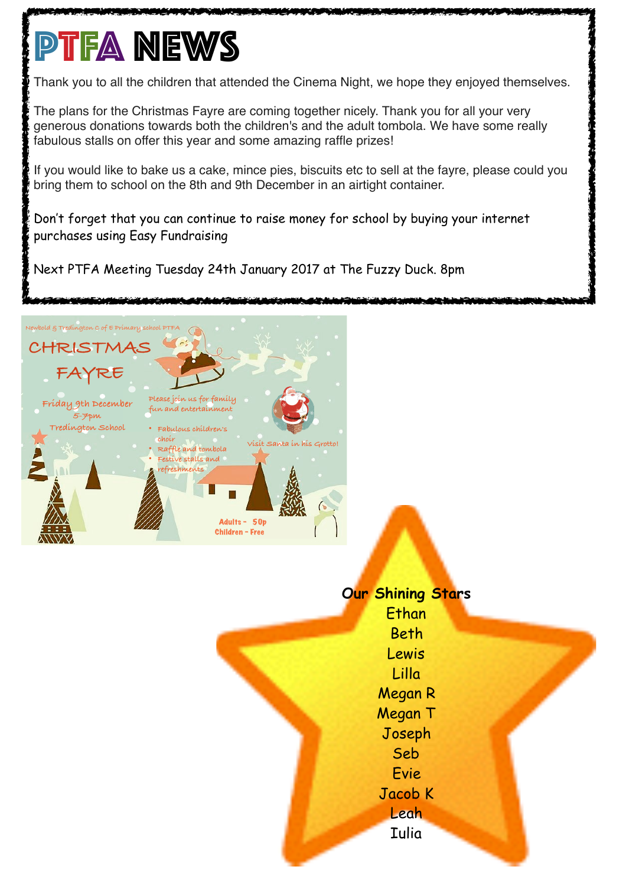# PTFA NEWS

Thank you to all the children that attended the Cinema Night, we hope they enjoyed themselves.

The plans for the Christmas Fayre are coming together nicely. Thank you for all your very generous donations towards both the children's and the adult tombola. We have some really fabulous stalls on offer this year and some amazing raffle prizes!

If you would like to bake us a cake, mince pies, biscuits etc to sell at the fayre, please could you bring them to school on the 8th and 9th December in an airtight container.

Don't forget that you can continue to raise money for school by buying your internet purchases using Easy Fundraising

Next PTFA Meeting Tuesday 24th January 2017 at The Fuzzy Duck. 8pm

Newbold & Tredington C of E Primary school PTFA

## CHRISTMAS FAYRE

Friday 9th December
5-7pm
Tredington School

Please join us for family fun and entertainment

- Fabulous children's choir
- Raffle and tombola
- Festive stalls and refreshments

Visit Santa in his Grotto!

Adults – 50p
Children – Free

**Our Shining Stars**

Ethan
Beth
Lewis
Lilla
Megan R
Megan T
Joseph
Seb
Evie
Jacob K
Leah
Iulia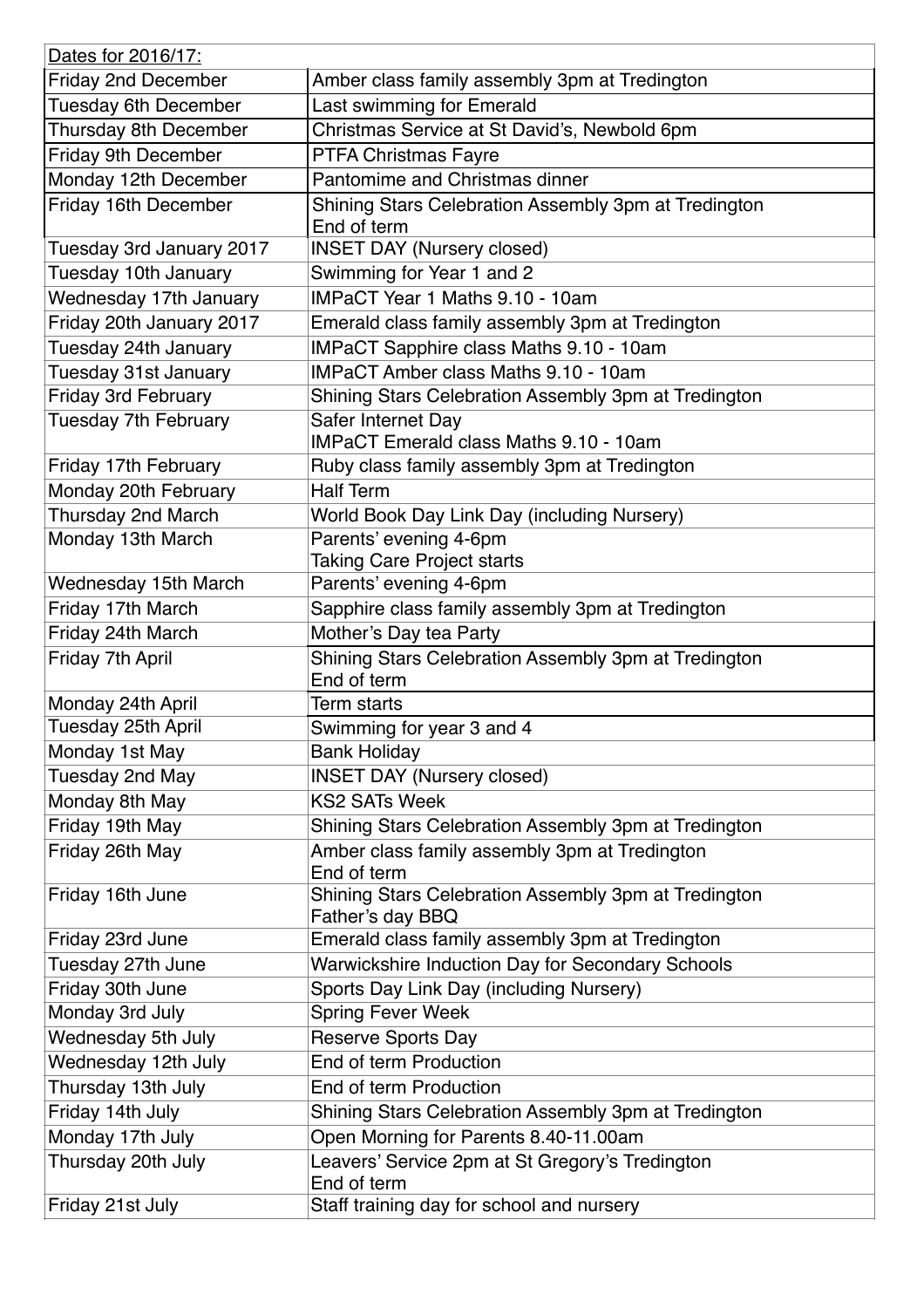| Dates for 2016/17: | |
|---|---|
| Friday 2nd December | Amber class family assembly 3pm at Tredington |
| Tuesday 6th December | Last swimming for Emerald |
| Thursday 8th December | Christmas Service at St David's, Newbold 6pm |
| Friday 9th December | PTFA Christmas Fayre |
| Monday 12th December | Pantomime and Christmas dinner |
| Friday 16th December | Shining Stars Celebration Assembly 3pm at Tredington<br>End of term |
| Tuesday 3rd January 2017 | INSET DAY (Nursery closed) |
| Tuesday 10th January | Swimming for Year 1 and 2 |
| Wednesday 17th January | IMPaCT Year 1 Maths 9.10 - 10am |
| Friday 20th January 2017 | Emerald class family assembly 3pm at Tredington |
| Tuesday 24th January | IMPaCT Sapphire class Maths 9.10 - 10am |
| Tuesday 31st January | IMPaCT Amber class Maths 9.10 - 10am |
| Friday 3rd February | Shining Stars Celebration Assembly 3pm at Tredington |
| Tuesday 7th February | Safer Internet Day<br>IMPaCT Emerald class Maths 9.10 - 10am |
| Friday 17th February | Ruby class family assembly 3pm at Tredington |
| Monday 20th February | Half Term |
| Thursday 2nd March | World Book Day Link Day (including Nursery) |
| Monday 13th March | Parents' evening 4-6pm<br>Taking Care Project starts |
| Wednesday 15th March | Parents' evening 4-6pm |
| Friday 17th March | Sapphire class family assembly 3pm at Tredington |
| Friday 24th March | Mother's Day tea Party |
| Friday 7th April | Shining Stars Celebration Assembly 3pm at Tredington<br>End of term |
| Monday 24th April | Term starts |
| Tuesday 25th April | Swimming for year 3 and 4 |
| Monday 1st May | Bank Holiday |
| Tuesday 2nd May | INSET DAY (Nursery closed) |
| Monday 8th May | KS2 SATs Week |
| Friday 19th May | Shining Stars Celebration Assembly 3pm at Tredington |
| Friday 26th May | Amber class family assembly 3pm at Tredington<br>End of term |
| Friday 16th June | Shining Stars Celebration Assembly 3pm at Tredington<br>Father's day BBQ |
| Friday 23rd June | Emerald class family assembly 3pm at Tredington |
| Tuesday 27th June | Warwickshire Induction Day for Secondary Schools |
| Friday 30th June | Sports Day Link Day (including Nursery) |
| Monday 3rd July | Spring Fever Week |
| Wednesday 5th July | Reserve Sports Day |
| Wednesday 12th July | End of term Production |
| Thursday 13th July | End of term Production |
| Friday 14th July | Shining Stars Celebration Assembly 3pm at Tredington |
| Monday 17th July | Open Morning for Parents 8.40-11.00am |
| Thursday 20th July | Leavers' Service 2pm at St Gregory's Tredington<br>End of term |
| Friday 21st July | Staff training day for school and nursery |